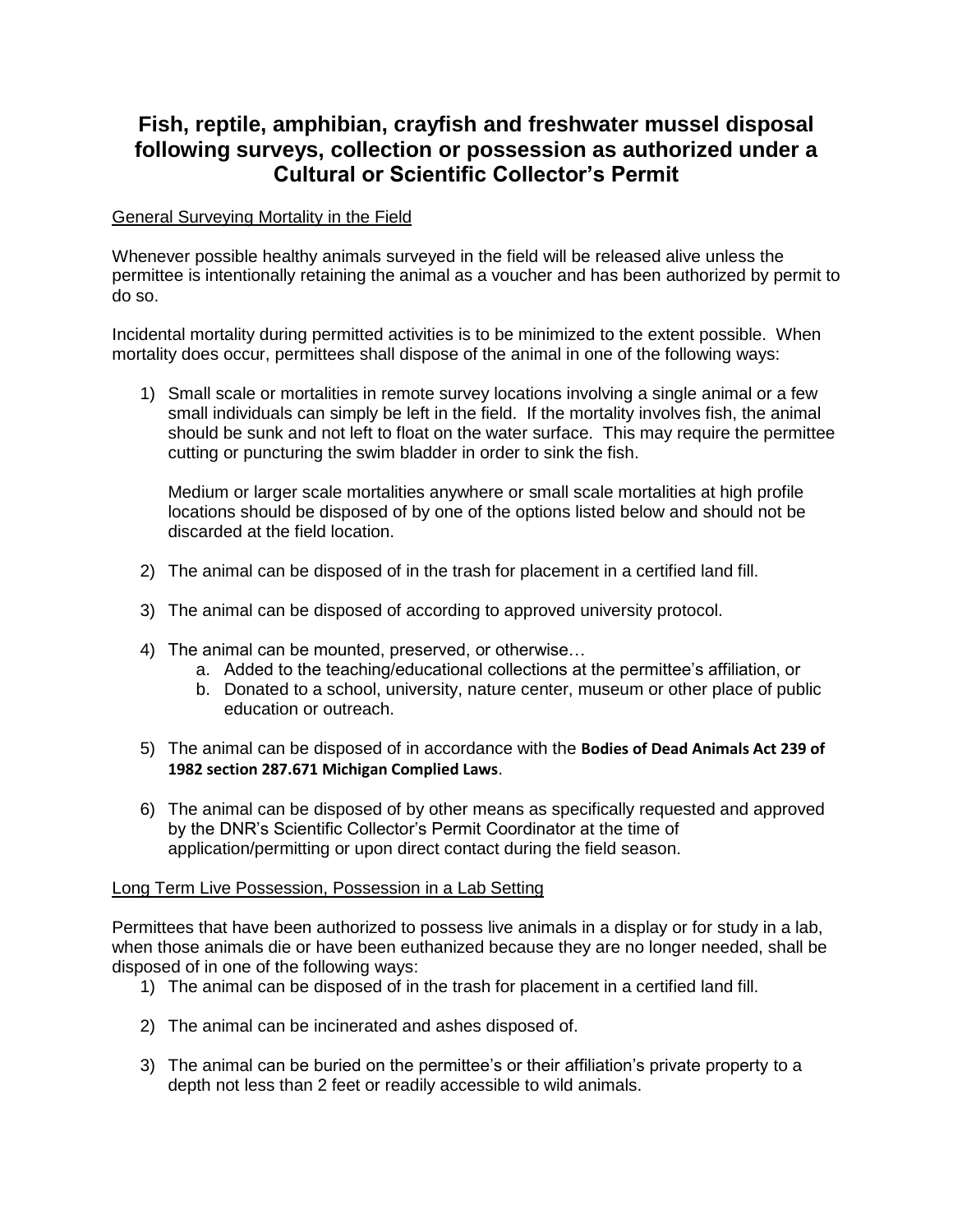# Fish, reptile, amphibian, crayfish and freshwater mussel disposal following surveys, collection or possession as authorized under a Cultural or Scientific Collector's Permit

<u>General Surveying Mortality in the Field</u>

Whenever possible healthy animals surveyed in the field will be released alive unless the permittee is intentionally retaining the animal as a voucher and has been authorized by permit to do so.

Incidental mortality during permitted activities is to be minimized to the extent possible. When mortality does occur, permittees shall dispose of the animal in one of the following ways:

1) Small scale or mortalities in remote survey locations involving a single animal or a few small individuals can simply be left in the field. If the mortality involves fish, the animal should be sunk and not left to float on the water surface. This may require the permittee cutting or puncturing the swim bladder in order to sink the fish.

   Medium or larger scale mortalities anywhere or small scale mortalities at high profile locations should be disposed of by one of the options listed below and should not be discarded at the field location.

2) The animal can be disposed of in the trash for placement in a certified land fill.

3) The animal can be disposed of according to approved university protocol.

4) The animal can be mounted, preserved, or otherwise…
   a. Added to the teaching/educational collections at the permittee's affiliation, or
   b. Donated to a school, university, nature center, museum or other place of public education or outreach.

5) The animal can be disposed of in accordance with the **Bodies of Dead Animals Act 239 of 1982 section 287.671 Michigan Complied Laws**.

6) The animal can be disposed of by other means as specifically requested and approved by the DNR's Scientific Collector's Permit Coordinator at the time of application/permitting or upon direct contact during the field season.

<u>Long Term Live Possession, Possession in a Lab Setting</u>

Permittees that have been authorized to possess live animals in a display or for study in a lab, when those animals die or have been euthanized because they are no longer needed, shall be disposed of in one of the following ways:

1) The animal can be disposed of in the trash for placement in a certified land fill.

2) The animal can be incinerated and ashes disposed of.

3) The animal can be buried on the permittee's or their affiliation's private property to a depth not less than 2 feet or readily accessible to wild animals.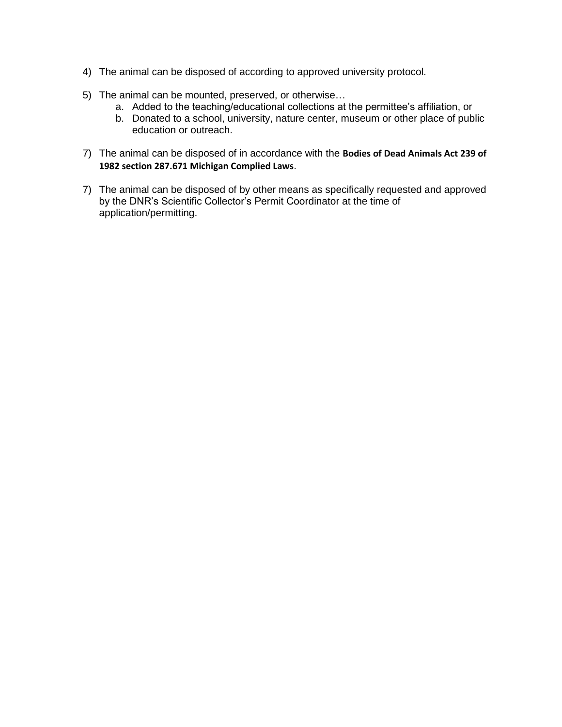4) The animal can be disposed of according to approved university protocol.

5) The animal can be mounted, preserved, or otherwise…
   a. Added to the teaching/educational collections at the permittee's affiliation, or
   b. Donated to a school, university, nature center, museum or other place of public education or outreach.

7) The animal can be disposed of in accordance with the **Bodies of Dead Animals Act 239 of 1982 section 287.671 Michigan Complied Laws**.

7) The animal can be disposed of by other means as specifically requested and approved by the DNR's Scientific Collector's Permit Coordinator at the time of application/permitting.